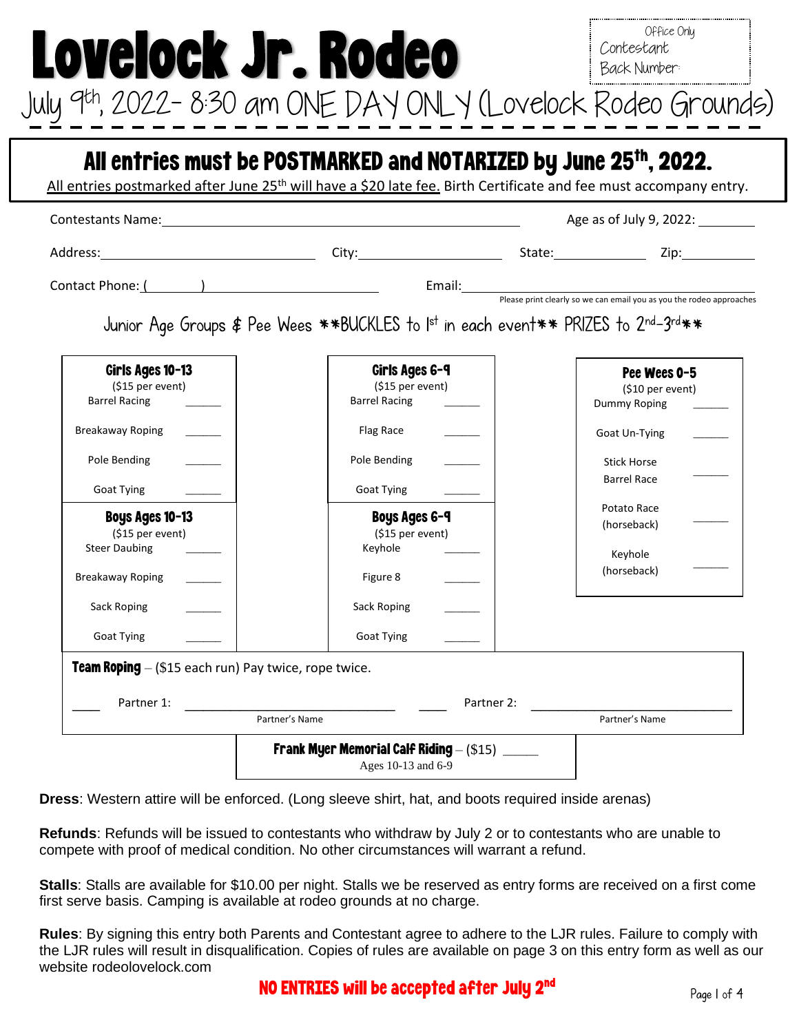Office Only
Contestant
Back Number:

# Lovelock Jr. Rodeo

July 9th, 2022- 8:30 am ONE DAY ONLY (Lovelock Rodeo Grounds)

## All entries must be POSTMARKED and NOTARIZED by June 25th, 2022.

All entries postmarked after June 25th will have a $20 late fee. Birth Certificate and fee must accompany entry.

Contestants Name: ______________________ Age as of July 9, 2022: ________

Address: ______________ City: __________ State: ________ Zip: ________

Contact Phone: (______) ______________ Email: ______________________
Please print clearly so we can email you as you the rodeo approaches

Junior Age Groups & Pee Wees **BUCKLES to 1st in each event** PRIZES to 2nd-3rd**

**Girls Ages 10-13** ($15 per event)
- Barrel Racing ______
- Breakaway Roping ______
- Pole Bending ______
- Goat Tying ______

**Boys Ages 10-13** ($15 per event)
- Steer Daubing ______
- Breakaway Roping ______
- Sack Roping ______
- Goat Tying ______

**Girls Ages 6-9** ($15 per event)
- Barrel Racing ______
- Flag Race ______
- Pole Bending ______
- Goat Tying ______

**Boys Ages 6-9** ($15 per event)
- Keyhole ______
- Figure 8 ______
- Sack Roping ______
- Goat Tying ______

**Pee Wees 0-5** ($10 per event)
- Dummy Roping ______
- Goat Un-Tying ______
- Stick Horse Barrel Race ______
- Potato Race (horseback) ______
- Keyhole (horseback) ______

**Team Roping** – ($15 each run) Pay twice, rope twice.

____ Partner 1: ______________________ ____ Partner 2: ______________________
Partner's Name Partner's Name

**Frank Myer Memorial Calf Riding** – ($15) _____
Ages 10-13 and 6-9

**Dress**: Western attire will be enforced. (Long sleeve shirt, hat, and boots required inside arenas)

**Refunds**: Refunds will be issued to contestants who withdraw by July 2 or to contestants who are unable to compete with proof of medical condition. No other circumstances will warrant a refund.

**Stalls**: Stalls are available for $10.00 per night. Stalls we be reserved as entry forms are received on a first come first serve basis. Camping is available at rodeo grounds at no charge.

**Rules**: By signing this entry both Parents and Contestant agree to adhere to the LJR rules. Failure to comply with the LJR rules will result in disqualification. Copies of rules are available on page 3 on this entry form as well as our website rodeolovelock.com

**NO ENTRIES will be accepted after July 2nd**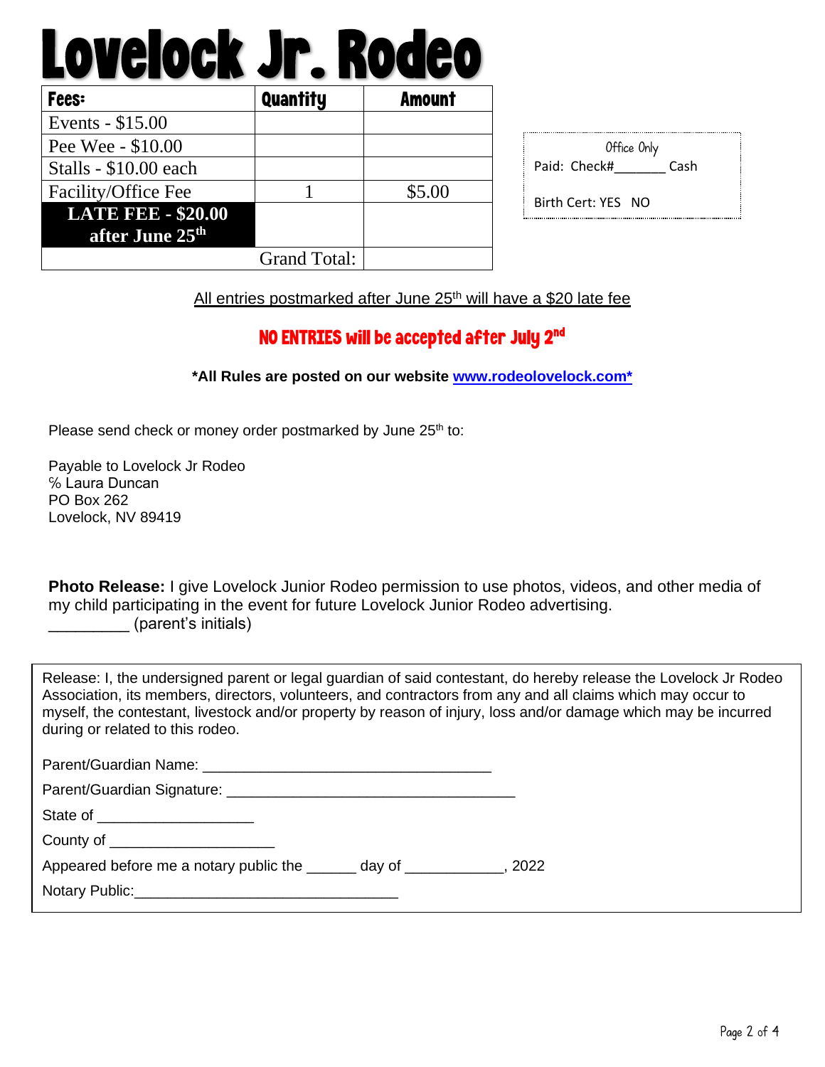# Lovelock Jr. Rodeo

| Fees: | Quantity | Amount |
|---|---|---|
| Events - $15.00 | | |
| Pee Wee - $10.00 | | |
| Stalls - $10.00 each | | |
| Facility/Office Fee | 1 | $5.00 |
| **LATE FEE - $20.00 after June 25th** | | |
| | Grand Total: | |

Office Only

Paid: Check#_______ Cash

Birth Cert: YES NO

All entries postmarked after June 25th will have a $20 late fee

**NO ENTRIES will be accepted after July 2nd**

**\*All Rules are posted on our website www.rodeolovelock.com\***

Please send check or money order postmarked by June 25th to:

Payable to Lovelock Jr Rodeo
℅ Laura Duncan
PO Box 262
Lovelock, NV 89419

**Photo Release:** I give Lovelock Junior Rodeo permission to use photos, videos, and other media of my child participating in the event for future Lovelock Junior Rodeo advertising.
_________ (parent's initials)

Release: I, the undersigned parent or legal guardian of said contestant, do hereby release the Lovelock Jr Rodeo Association, its members, directors, volunteers, and contractors from any and all claims which may occur to myself, the contestant, livestock and/or property by reason of injury, loss and/or damage which may be incurred during or related to this rodeo.

Parent/Guardian Name: ___________________________________

Parent/Guardian Signature: ___________________________________

State of __________________

County of ___________________

Appeared before me a notary public the ______ day of ___________, 2022

Notary Public:________________________________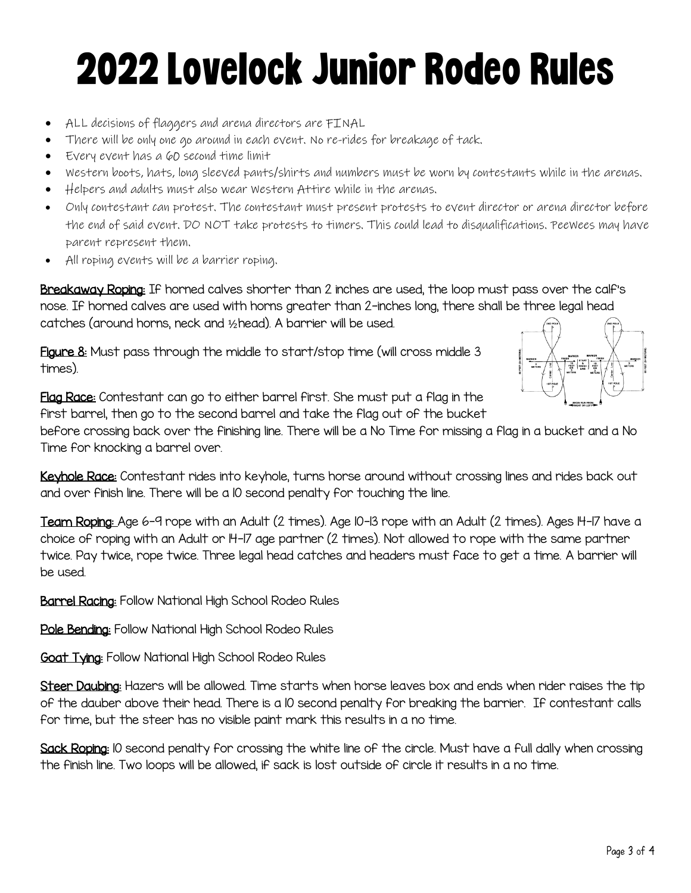# 2022 Lovelock Junior Rodeo Rules

- ALL decisions of flaggers and arena directors are FINAL
- There will be only one go around in each event. No re-rides for breakage of tack.
- Every event has a 60 second time limit
- Western boots, hats, long sleeved pants/shirts and numbers must be worn by contestants while in the arenas.
- Helpers and adults must also wear Western Attire while in the arenas.
- Only contestant can protest. The contestant must present protests to event director or arena director before the end of said event. DO NOT take protests to timers. This could lead to disqualifications. PeeWees may have parent represent them.
- All roping events will be a barrier roping.

**Breakaway Roping:** If horned calves shorter than 2 inches are used, the loop must pass over the calf's nose. If horned calves are used with horns greater than 2-inches long, there shall be three legal head catches (around horns, neck and ½ head). A barrier will be used.

**Figure 8:** Must pass through the middle to start/stop time (will cross middle 3 times).

**Flag Race:** Contestant can go to either barrel first. She must put a flag in the first barrel, then go to the second barrel and take the flag out of the bucket before crossing back over the finishing line. There will be a No Time for missing a flag in a bucket and a No Time for knocking a barrel over.

**Keyhole Race:** Contestant rides into keyhole, turns horse around without crossing lines and rides back out and over finish line. There will be a 10 second penalty for touching the line.

**Team Roping:** Age 6-9 rope with an Adult (2 times). Age 10-13 rope with an Adult (2 times). Ages 14-17 have a choice of roping with an Adult or 14-17 age partner (2 times). Not allowed to rope with the same partner twice. Pay twice, rope twice. Three legal head catches and headers must face to get a time. A barrier will be used.

**Barrel Racing:** Follow National High School Rodeo Rules

**Pole Bending:** Follow National High School Rodeo Rules

**Goat Tying:** Follow National High School Rodeo Rules

**Steer Daubing:** Hazers will be allowed. Time starts when horse leaves box and ends when rider raises the tip of the dauber above their head. There is a 10 second penalty for breaking the barrier. If contestant calls for time, but the steer has no visible paint mark this results in a no time.

**Sack Roping:** 10 second penalty for crossing the white line of the circle. Must have a full dally when crossing the finish line. Two loops will be allowed, if sack is lost outside of circle it results in a no time.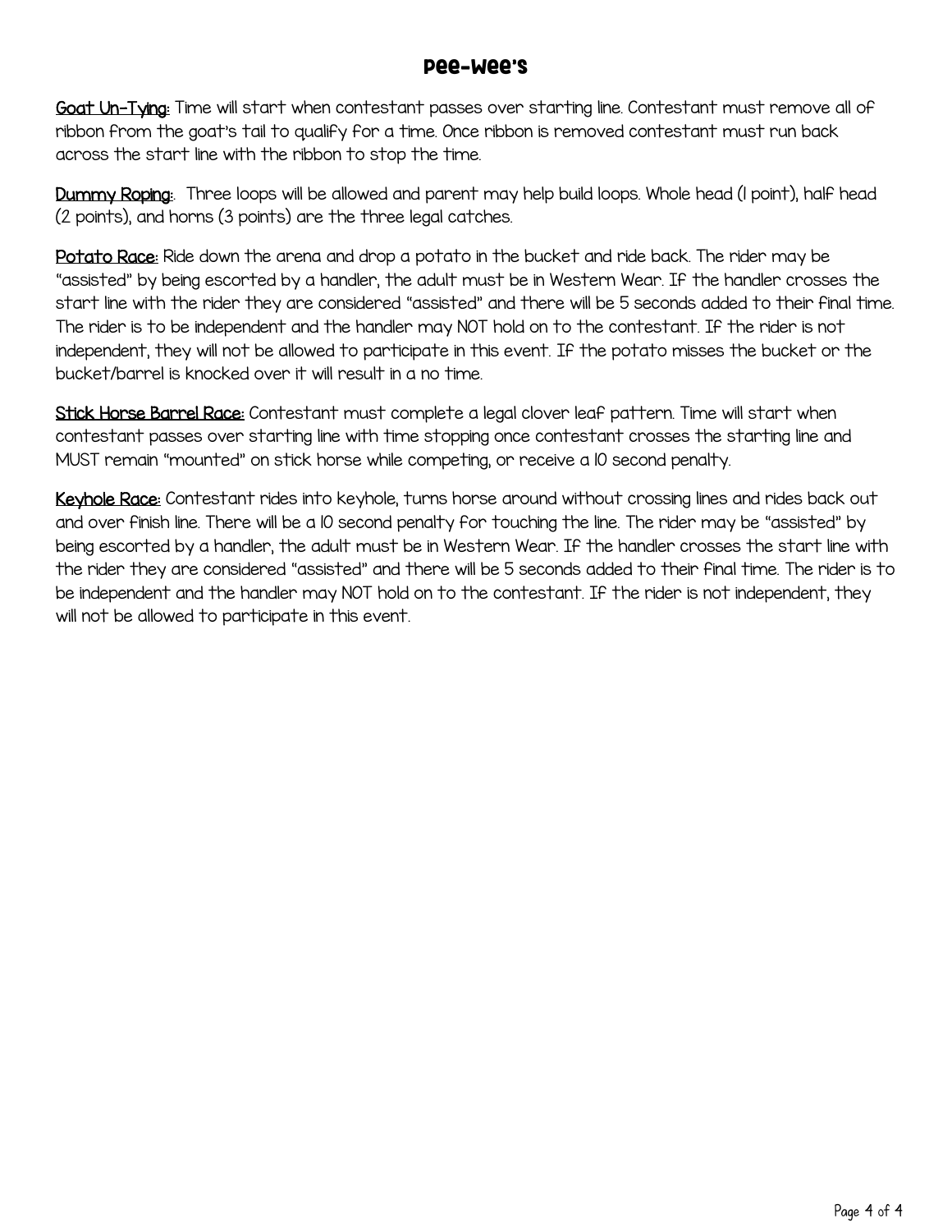# Pee-Wee's

**Goat Un-Tying:** Time will start when contestant passes over starting line. Contestant must remove all of ribbon from the goat's tail to qualify for a time. Once ribbon is removed contestant must run back across the start line with the ribbon to stop the time.

**Dummy Roping:**. Three loops will be allowed and parent may help build loops. Whole head (1 point), half head (2 points), and horns (3 points) are the three legal catches.

**Potato Race:** Ride down the arena and drop a potato in the bucket and ride back. The rider may be "assisted" by being escorted by a handler, the adult must be in Western Wear. If the handler crosses the start line with the rider they are considered "assisted" and there will be 5 seconds added to their final time. The rider is to be independent and the handler may NOT hold on to the contestant. If the rider is not independent, they will not be allowed to participate in this event. If the potato misses the bucket or the bucket/barrel is knocked over it will result in a no time.

**Stick Horse Barrel Race:** Contestant must complete a legal clover leaf pattern. Time will start when contestant passes over starting line with time stopping once contestant crosses the starting line and MUST remain "mounted" on stick horse while competing, or receive a 10 second penalty.

**Keyhole Race:** Contestant rides into keyhole, turns horse around without crossing lines and rides back out and over finish line. There will be a 10 second penalty for touching the line. The rider may be "assisted" by being escorted by a handler, the adult must be in Western Wear. If the handler crosses the start line with the rider they are considered "assisted" and there will be 5 seconds added to their final time. The rider is to be independent and the handler may NOT hold on to the contestant. If the rider is not independent, they will not be allowed to participate in this event.